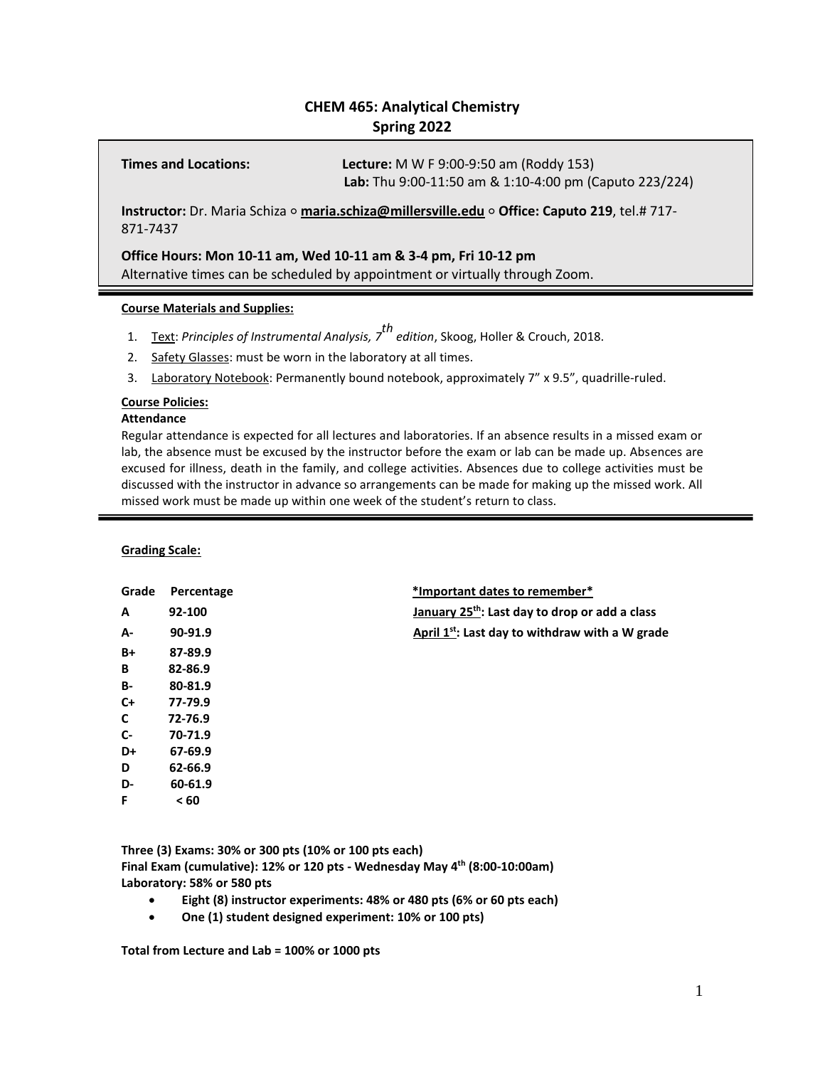# CHEM 465: Analytical Chemistry
## Spring 2022

**Times and Locations:** **Lecture:** M W F 9:00-9:50 am (Roddy 153)
**Lab:** Thu 9:00-11:50 am & 1:10-4:00 pm (Caputo 223/224)

**Instructor:** Dr. Maria Schiza ○ **maria.schiza@millersville.edu** ○ **Office: Caputo 219**, tel.# 717-871-7437

**Office Hours: Mon 10-11 am, Wed 10-11 am & 3-4 pm, Fri 10-12 pm**
Alternative times can be scheduled by appointment or virtually through Zoom.

**Course Materials and Supplies:**

1. Text: *Principles of Instrumental Analysis, 7th edition*, Skoog, Holler & Crouch, 2018.
2. Safety Glasses: must be worn in the laboratory at all times.
3. Laboratory Notebook: Permanently bound notebook, approximately 7" x 9.5", quadrille-ruled.

**Course Policies:**

**Attendance**

Regular attendance is expected for all lectures and laboratories. If an absence results in a missed exam or lab, the absence must be excused by the instructor before the exam or lab can be made up. Absences are excused for illness, death in the family, and college activities. Absences due to college activities must be discussed with the instructor in advance so arrangements can be made for making up the missed work. All missed work must be made up within one week of the student's return to class.

**Grading Scale:**

| Grade | Percentage |
|---|---|
| **A** | **92-100** |
| **A-** | **90-91.9** |
| **B+** | **87-89.9** |
| **B** | **82-86.9** |
| **B-** | **80-81.9** |
| **C+** | **77-79.9** |
| **C** | **72-76.9** |
| **C-** | **70-71.9** |
| **D+** | **67-69.9** |
| **D** | **62-66.9** |
| **D-** | **60-61.9** |
| **F** | **< 60** |

**\*Important dates to remember\***

**January 25th: Last day to drop or add a class**

**April 1st: Last day to withdraw with a W grade**

**Three (3) Exams: 30% or 300 pts (10% or 100 pts each)**
**Final Exam (cumulative): 12% or 120 pts - Wednesday May 4th (8:00-10:00am)**
**Laboratory: 58% or 580 pts**

- **Eight (8) instructor experiments: 48% or 480 pts (6% or 60 pts each)**
- **One (1) student designed experiment: 10% or 100 pts)**

**Total from Lecture and Lab = 100% or 1000 pts**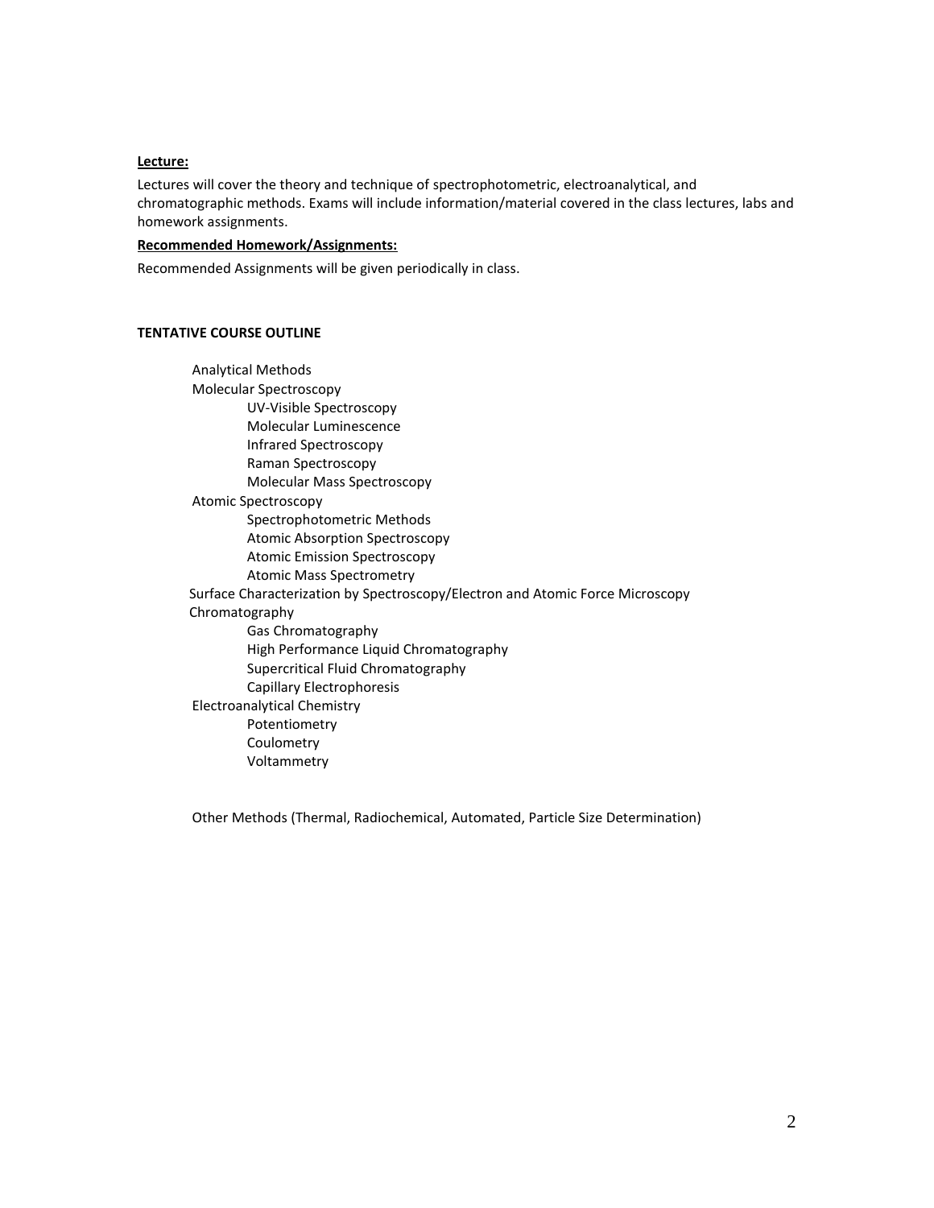**Lecture:**

Lectures will cover the theory and technique of spectrophotometric, electroanalytical, and chromatographic methods. Exams will include information/material covered in the class lectures, labs and homework assignments.

**Recommended Homework/Assignments:**

Recommended Assignments will be given periodically in class.

**TENTATIVE COURSE OUTLINE**

- Analytical Methods
- Molecular Spectroscopy
    - UV-Visible Spectroscopy
    - Molecular Luminescence
    - Infrared Spectroscopy
    - Raman Spectroscopy
    - Molecular Mass Spectroscopy
- Atomic Spectroscopy
    - Spectrophotometric Methods
    - Atomic Absorption Spectroscopy
    - Atomic Emission Spectroscopy
    - Atomic Mass Spectrometry
- Surface Characterization by Spectroscopy/Electron and Atomic Force Microscopy
- Chromatography
    - Gas Chromatography
    - High Performance Liquid Chromatography
    - Supercritical Fluid Chromatography
    - Capillary Electrophoresis
- Electroanalytical Chemistry
    - Potentiometry
    - Coulometry
    - Voltammetry

- Other Methods (Thermal, Radiochemical, Automated, Particle Size Determination)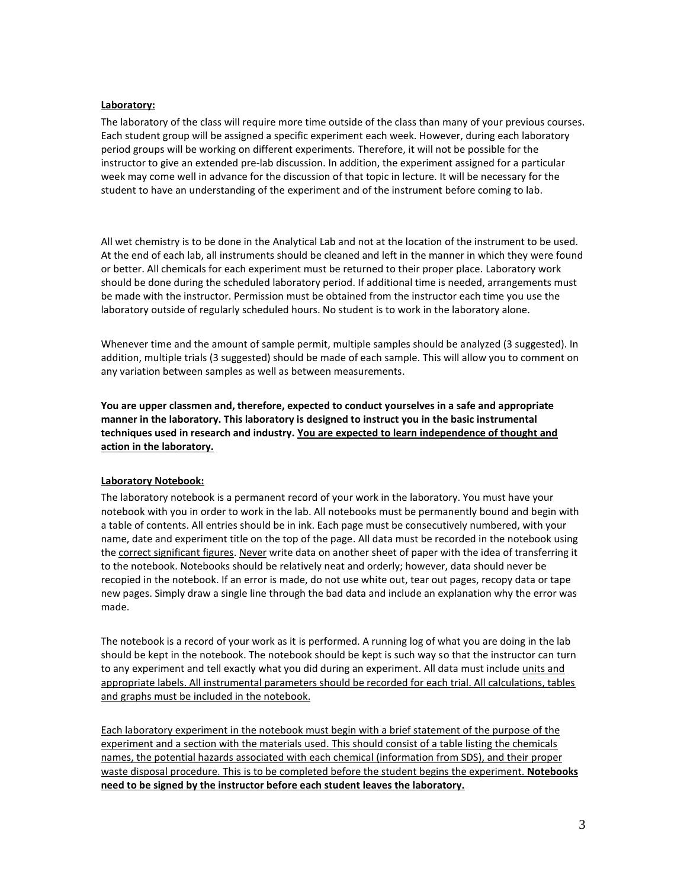**Laboratory:**

The laboratory of the class will require more time outside of the class than many of your previous courses. Each student group will be assigned a specific experiment each week. However, during each laboratory period groups will be working on different experiments. Therefore, it will not be possible for the instructor to give an extended pre-lab discussion. In addition, the experiment assigned for a particular week may come well in advance for the discussion of that topic in lecture. It will be necessary for the student to have an understanding of the experiment and of the instrument before coming to lab.

All wet chemistry is to be done in the Analytical Lab and not at the location of the instrument to be used. At the end of each lab, all instruments should be cleaned and left in the manner in which they were found or better. All chemicals for each experiment must be returned to their proper place. Laboratory work should be done during the scheduled laboratory period. If additional time is needed, arrangements must be made with the instructor. Permission must be obtained from the instructor each time you use the laboratory outside of regularly scheduled hours. No student is to work in the laboratory alone.

Whenever time and the amount of sample permit, multiple samples should be analyzed (3 suggested). In addition, multiple trials (3 suggested) should be made of each sample. This will allow you to comment on any variation between samples as well as between measurements.

**You are upper classmen and, therefore, expected to conduct yourselves in a safe and appropriate manner in the laboratory. This laboratory is designed to instruct you in the basic instrumental techniques used in research and industry. <u>You are expected to learn independence of thought and action in the laboratory.</u>**

**Laboratory Notebook:**

The laboratory notebook is a permanent record of your work in the laboratory. You must have your notebook with you in order to work in the lab. All notebooks must be permanently bound and begin with a table of contents. All entries should be in ink. Each page must be consecutively numbered, with your name, date and experiment title on the top of the page. All data must be recorded in the notebook using the <u>correct significant figures</u>. <u>Never</u> write data on another sheet of paper with the idea of transferring it to the notebook. Notebooks should be relatively neat and orderly; however, data should never be recopied in the notebook. If an error is made, do not use white out, tear out pages, recopy data or tape new pages. Simply draw a single line through the bad data and include an explanation why the error was made.

The notebook is a record of your work as it is performed. A running log of what you are doing in the lab should be kept in the notebook. The notebook should be kept is such way so that the instructor can turn to any experiment and tell exactly what you did during an experiment. All data must include <u>units and appropriate labels. All instrumental parameters should be recorded for each trial. All calculations, tables and graphs must be included in the notebook.</u>

<u>Each laboratory experiment in the notebook must begin with a brief statement of the purpose of the experiment and a section with the materials used. This should consist of a table listing the chemicals names, the potential hazards associated with each chemical (information from SDS), and their proper waste disposal procedure. This is to be completed before the student begins the experiment.</u> **<u>Notebooks need to be signed by the instructor before each student leaves the laboratory.</u>**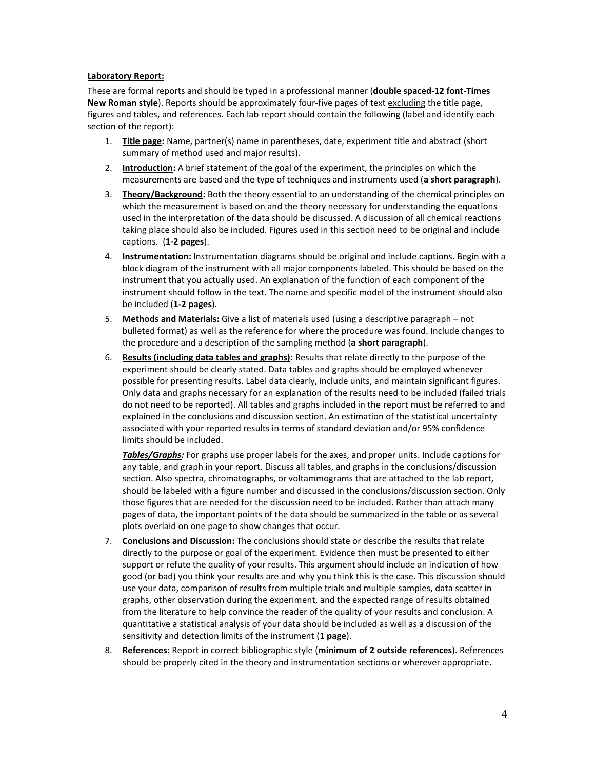**<u>Laboratory Report:</u>**

These are formal reports and should be typed in a professional manner (**double spaced-12 font-Times New Roman style**). Reports should be approximately four-five pages of text <u>excluding</u> the title page, figures and tables, and references. Each lab report should contain the following (label and identify each section of the report):

1. **<u>Title page</u>:** Name, partner(s) name in parentheses, date, experiment title and abstract (short summary of method used and major results).
2. **<u>Introduction</u>:** A brief statement of the goal of the experiment, the principles on which the measurements are based and the type of techniques and instruments used (**a short paragraph**).
3. **<u>Theory/Background</u>:** Both the theory essential to an understanding of the chemical principles on which the measurement is based on and the theory necessary for understanding the equations used in the interpretation of the data should be discussed. A discussion of all chemical reactions taking place should also be included. Figures used in this section need to be original and include captions. (**1-2 pages**).
4. **<u>Instrumentation</u>:** Instrumentation diagrams should be original and include captions. Begin with a block diagram of the instrument with all major components labeled. This should be based on the instrument that you actually used. An explanation of the function of each component of the instrument should follow in the text. The name and specific model of the instrument should also be included (**1-2 pages**).
5. **<u>Methods and Materials</u>:** Give a list of materials used (using a descriptive paragraph – not bulleted format) as well as the reference for where the procedure was found. Include changes to the procedure and a description of the sampling method (**a short paragraph**).
6. **<u>Results (including data tables and graphs)</u>:** Results that relate directly to the purpose of the experiment should be clearly stated. Data tables and graphs should be employed whenever possible for presenting results. Label data clearly, include units, and maintain significant figures. Only data and graphs necessary for an explanation of the results need to be included (failed trials do not need to be reported). All tables and graphs included in the report must be referred to and explained in the conclusions and discussion section. An estimation of the statistical uncertainty associated with your reported results in terms of standard deviation and/or 95% confidence limits should be included.

   ***<u>Tables/Graphs:</u>*** For graphs use proper labels for the axes, and proper units. Include captions for any table, and graph in your report. Discuss all tables, and graphs in the conclusions/discussion section. Also spectra, chromatographs, or voltammograms that are attached to the lab report, should be labeled with a figure number and discussed in the conclusions/discussion section. Only those figures that are needed for the discussion need to be included. Rather than attach many pages of data, the important points of the data should be summarized in the table or as several plots overlaid on one page to show changes that occur.

7. **<u>Conclusions and Discussion</u>:** The conclusions should state or describe the results that relate directly to the purpose or goal of the experiment. Evidence then <u>must</u> be presented to either support or refute the quality of your results. This argument should include an indication of how good (or bad) you think your results are and why you think this is the case. This discussion should use your data, comparison of results from multiple trials and multiple samples, data scatter in graphs, other observation during the experiment, and the expected range of results obtained from the literature to help convince the reader of the quality of your results and conclusion. A quantitative a statistical analysis of your data should be included as well as a discussion of the sensitivity and detection limits of the instrument (**1 page**).
8. **<u>References</u>:** Report in correct bibliographic style (**minimum of 2 <u>outside</u> references**). References should be properly cited in the theory and instrumentation sections or wherever appropriate.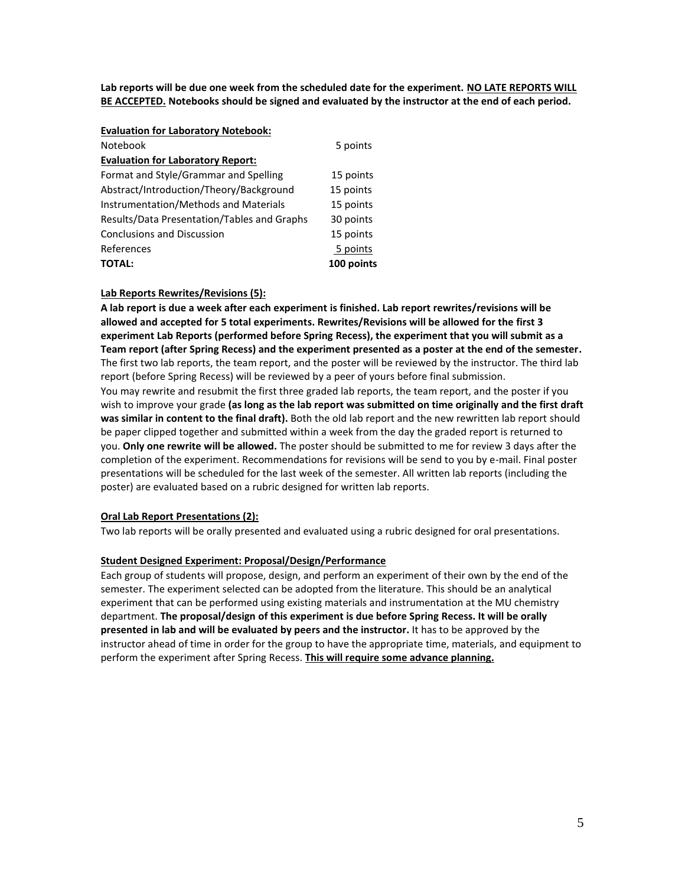**Lab reports will be due one week from the scheduled date for the experiment. <u>NO LATE REPORTS WILL BE ACCEPTED.</u> Notebooks should be signed and evaluated by the instructor at the end of each period.**

| **<u>Evaluation for Laboratory Notebook:</u>** | |
|---|---|
| Notebook | 5 points |
| **<u>Evaluation for Laboratory Report:</u>** | |
| Format and Style/Grammar and Spelling | 15 points |
| Abstract/Introduction/Theory/Background | 15 points |
| Instrumentation/Methods and Materials | 15 points |
| Results/Data Presentation/Tables and Graphs | 30 points |
| Conclusions and Discussion | 15 points |
| References | 5 points |
| **TOTAL:** | **100 points** |

**<u>Lab Reports Rewrites/Revisions (5):</u>**

**A lab report is due a week after each experiment is finished. Lab report rewrites/revisions will be allowed and accepted for 5 total experiments. Rewrites/Revisions will be allowed for the first 3 experiment Lab Reports (performed before Spring Recess), the experiment that you will submit as a Team report (after Spring Recess) and the experiment presented as a poster at the end of the semester.** The first two lab reports, the team report, and the poster will be reviewed by the instructor. The third lab report (before Spring Recess) will be reviewed by a peer of yours before final submission.

You may rewrite and resubmit the first three graded lab reports, the team report, and the poster if you wish to improve your grade **(as long as the lab report was submitted on time originally and the first draft was similar in content to the final draft).** Both the old lab report and the new rewritten lab report should be paper clipped together and submitted within a week from the day the graded report is returned to you. **Only one rewrite will be allowed.** The poster should be submitted to me for review 3 days after the completion of the experiment. Recommendations for revisions will be send to you by e-mail. Final poster presentations will be scheduled for the last week of the semester. All written lab reports (including the poster) are evaluated based on a rubric designed for written lab reports.

**<u>Oral Lab Report Presentations (2):</u>**

Two lab reports will be orally presented and evaluated using a rubric designed for oral presentations.

**<u>Student Designed Experiment: Proposal/Design/Performance</u>**

Each group of students will propose, design, and perform an experiment of their own by the end of the semester. The experiment selected can be adopted from the literature. This should be an analytical experiment that can be performed using existing materials and instrumentation at the MU chemistry department. **The proposal/design of this experiment is due before Spring Recess. It will be orally presented in lab and will be evaluated by peers and the instructor.** It has to be approved by the instructor ahead of time in order for the group to have the appropriate time, materials, and equipment to perform the experiment after Spring Recess. **<u>This will require some advance planning.</u>**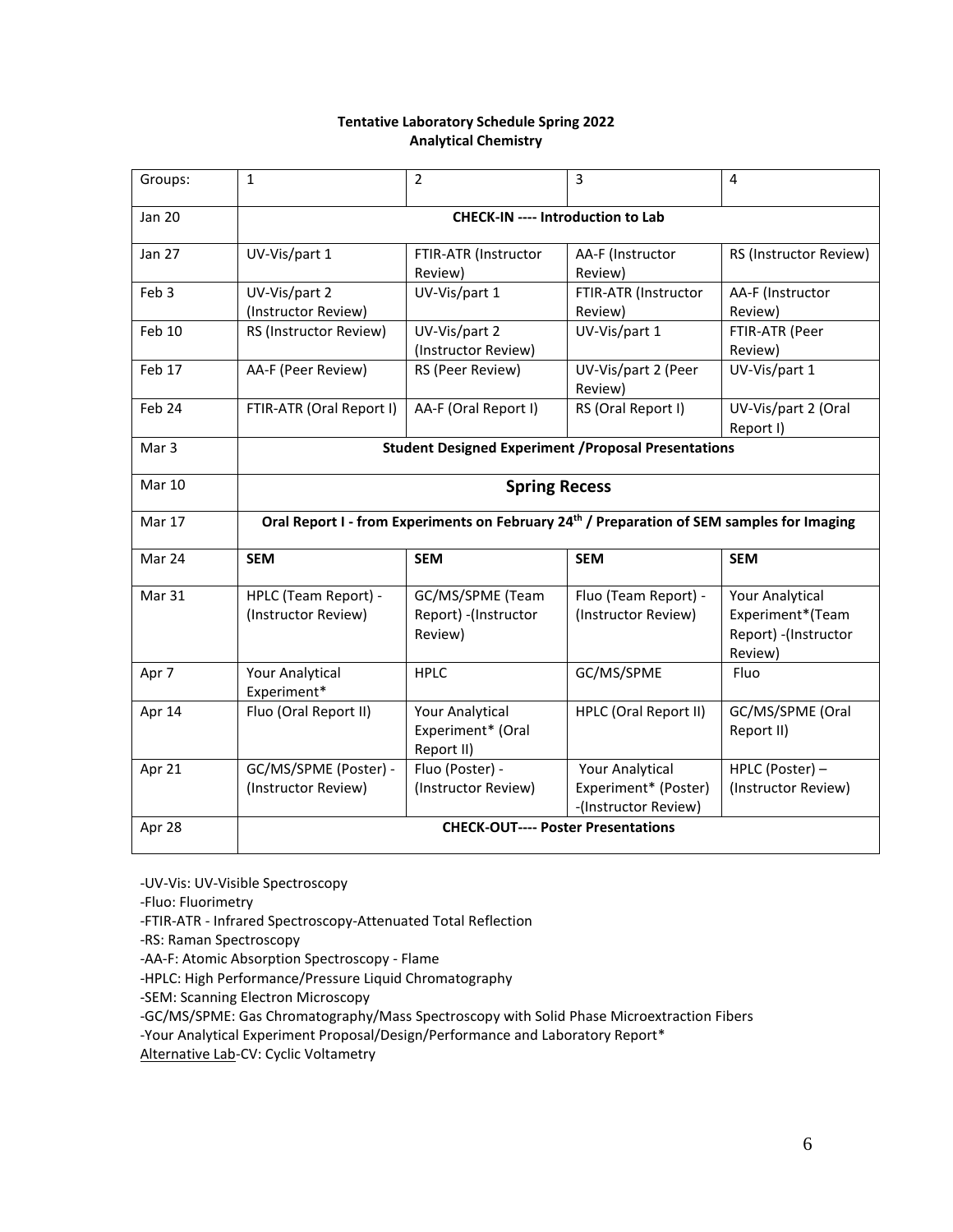**Tentative Laboratory Schedule Spring 2022**
**Analytical Chemistry**

| Groups: | 1 | 2 | 3 | 4 |
|---|---|---|---|---|
| Jan 20 | **CHECK-IN ---- Introduction to Lab** | | | |
| Jan 27 | UV-Vis/part 1 | FTIR-ATR (Instructor Review) | AA-F (Instructor Review) | RS (Instructor Review) |
| Feb 3 | UV-Vis/part 2 (Instructor Review) | UV-Vis/part 1 | FTIR-ATR (Instructor Review) | AA-F (Instructor Review) |
| Feb 10 | RS (Instructor Review) | UV-Vis/part 2 (Instructor Review) | UV-Vis/part 1 | FTIR-ATR (Peer Review) |
| Feb 17 | AA-F (Peer Review) | RS (Peer Review) | UV-Vis/part 2 (Peer Review) | UV-Vis/part 1 |
| Feb 24 | FTIR-ATR (Oral Report I) | AA-F (Oral Report I) | RS (Oral Report I) | UV-Vis/part 2 (Oral Report I) |
| Mar 3 | **Student Designed Experiment /Proposal Presentations** | | | |
| Mar 10 | **Spring Recess** | | | |
| Mar 17 | **Oral Report I - from Experiments on February 24th / Preparation of SEM samples for Imaging** | | | |
| Mar 24 | **SEM** | **SEM** | **SEM** | **SEM** |
| Mar 31 | HPLC (Team Report) - (Instructor Review) | GC/MS/SPME (Team Report) -(Instructor Review) | Fluo (Team Report) - (Instructor Review) | Your Analytical Experiment*(Team Report) -(Instructor Review) |
| Apr 7 | Your Analytical Experiment* | HPLC | GC/MS/SPME | Fluo |
| Apr 14 | Fluo (Oral Report II) | Your Analytical Experiment* (Oral Report II) | HPLC (Oral Report II) | GC/MS/SPME (Oral Report II) |
| Apr 21 | GC/MS/SPME (Poster) - (Instructor Review) | Fluo (Poster) - (Instructor Review) | Your Analytical Experiment* (Poster) -(Instructor Review) | HPLC (Poster) – (Instructor Review) |
| Apr 28 | **CHECK-OUT---- Poster Presentations** | | | |

-UV-Vis: UV-Visible Spectroscopy
-Fluo: Fluorimetry
-FTIR-ATR - Infrared Spectroscopy-Attenuated Total Reflection
-RS: Raman Spectroscopy
-AA-F: Atomic Absorption Spectroscopy - Flame
-HPLC: High Performance/Pressure Liquid Chromatography
-SEM: Scanning Electron Microscopy
-GC/MS/SPME: Gas Chromatography/Mass Spectroscopy with Solid Phase Microextraction Fibers
-Your Analytical Experiment Proposal/Design/Performance and Laboratory Report*
Alternative Lab-CV: Cyclic Voltametry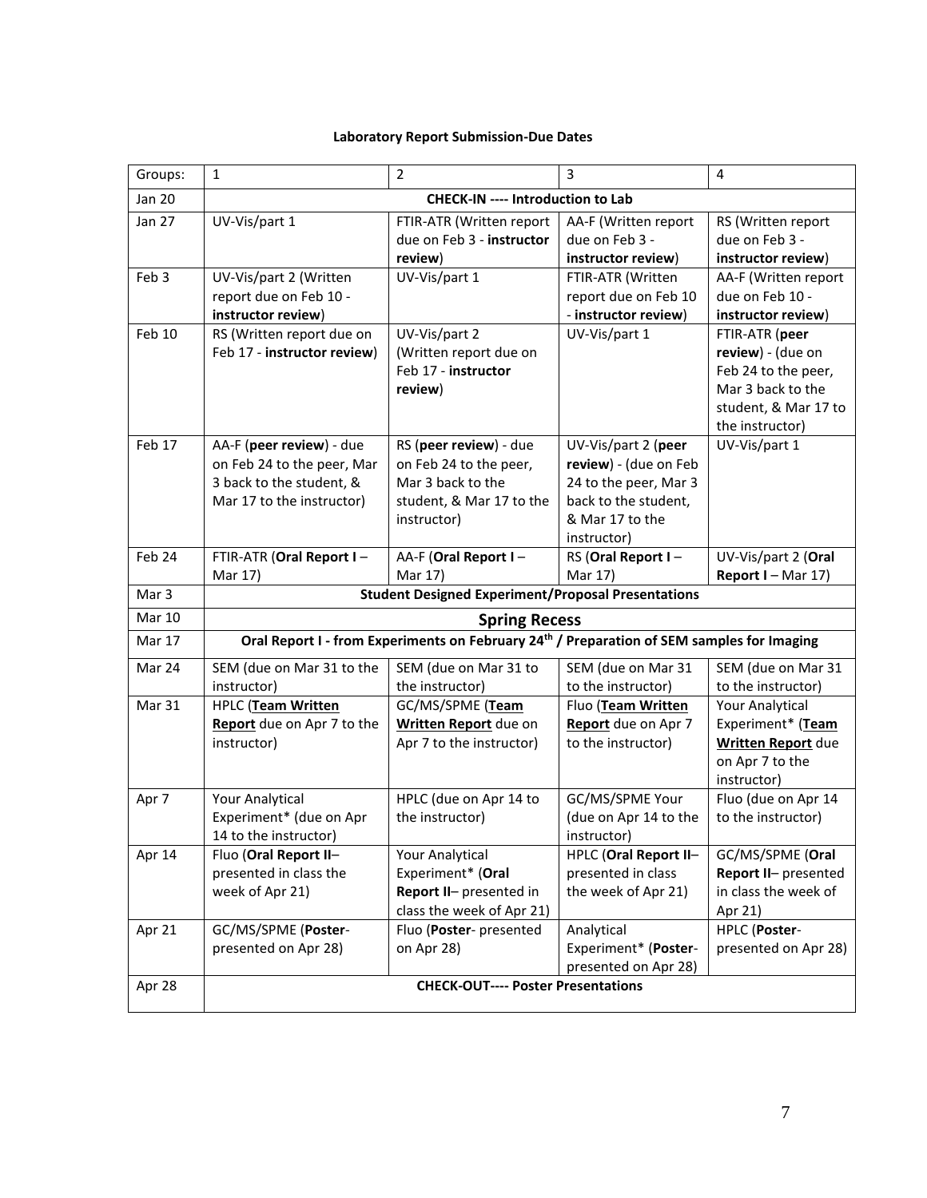**Laboratory Report Submission-Due Dates**

| Groups: | 1 | 2 | 3 | 4 |
|---|---|---|---|---|
| Jan 20 | **CHECK-IN ---- Introduction to Lab** | | | |
| Jan 27 | UV-Vis/part 1 | FTIR-ATR (Written report due on Feb 3 - **instructor review**) | AA-F (Written report due on Feb 3 - **instructor review**) | RS (Written report due on Feb 3 - **instructor review**) |
| Feb 3 | UV-Vis/part 2 (Written report due on Feb 10 - **instructor review**) | UV-Vis/part 1 | FTIR-ATR (Written report due on Feb 10 - **instructor review**) | AA-F (Written report due on Feb 10 - **instructor review**) |
| Feb 10 | RS (Written report due on Feb 17 - **instructor review**) | UV-Vis/part 2 (Written report due on Feb 17 - **instructor review**) | UV-Vis/part 1 | FTIR-ATR (**peer review**) - (due on Feb 24 to the peer, Mar 3 back to the student, & Mar 17 to the instructor) |
| Feb 17 | AA-F (**peer review**) - due on Feb 24 to the peer, Mar 3 back to the student, & Mar 17 to the instructor) | RS (**peer review**) - due on Feb 24 to the peer, Mar 3 back to the student, & Mar 17 to the instructor) | UV-Vis/part 2 (**peer review**) - (due on Feb 24 to the peer, Mar 3 back to the student, & Mar 17 to the instructor) | UV-Vis/part 1 |
| Feb 24 | FTIR-ATR (**Oral Report I** – Mar 17) | AA-F (**Oral Report I** – Mar 17) | RS (**Oral Report I** – Mar 17) | UV-Vis/part 2 (**Oral Report I** – Mar 17) |
| Mar 3 | **Student Designed Experiment/Proposal Presentations** | | | |
| Mar 10 | **Spring Recess** | | | |
| Mar 17 | **Oral Report I - from Experiments on February 24th / Preparation of SEM samples for Imaging** | | | |
| Mar 24 | SEM (due on Mar 31 to the instructor) | SEM (due on Mar 31 to the instructor) | SEM (due on Mar 31 to the instructor) | SEM (due on Mar 31 to the instructor) |
| Mar 31 | HPLC (**Team Written Report** due on Apr 7 to the instructor) | GC/MS/SPME (**Team Written Report** due on Apr 7 to the instructor) | Fluo (**Team Written Report** due on Apr 7 to the instructor) | Your Analytical Experiment* (**Team Written Report** due on Apr 7 to the instructor) |
| Apr 7 | Your Analytical Experiment* (due on Apr 14 to the instructor) | HPLC (due on Apr 14 to the instructor) | GC/MS/SPME Your (due on Apr 14 to the instructor) | Fluo (due on Apr 14 to the instructor) |
| Apr 14 | Fluo (**Oral Report II**– presented in class the week of Apr 21) | Your Analytical Experiment* (**Oral Report II**– presented in class the week of Apr 21) | HPLC (**Oral Report II**– presented in class the week of Apr 21) | GC/MS/SPME (**Oral Report II**– presented in class the week of Apr 21) |
| Apr 21 | GC/MS/SPME (**Poster**- presented on Apr 28) | Fluo (**Poster**- presented on Apr 28) | Analytical Experiment* (**Poster**- presented on Apr 28) | HPLC (**Poster**- presented on Apr 28) |
| Apr 28 | **CHECK-OUT---- Poster Presentations** | | | |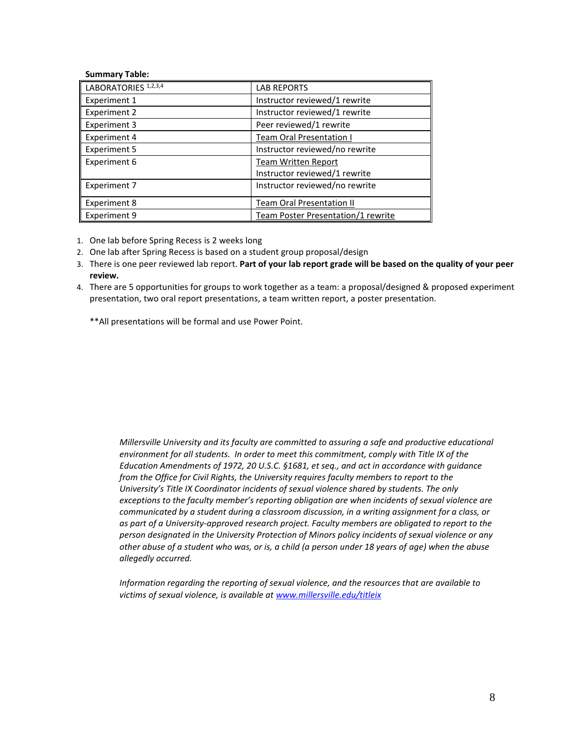**Summary Table:**

| LABORATORIES [1,2,3,4] | LAB REPORTS |
|---|---|
| Experiment 1 | Instructor reviewed/1 rewrite |
| Experiment 2 | Instructor reviewed/1 rewrite |
| Experiment 3 | Peer reviewed/1 rewrite |
| Experiment 4 | <u>Team Oral Presentation I</u> |
| Experiment 5 | Instructor reviewed/no rewrite |
| Experiment 6 | <u>Team Written Report</u> Instructor reviewed/1 rewrite |
| Experiment 7 | Instructor reviewed/no rewrite |
| Experiment 8 | <u>Team Oral Presentation II</u> |
| Experiment 9 | <u>Team Poster Presentation/1 rewrite</u> |

1. One lab before Spring Recess is 2 weeks long
2. One lab after Spring Recess is based on a student group proposal/design
3. There is one peer reviewed lab report. **Part of your lab report grade will be based on the quality of your peer review.**
4. There are 5 opportunities for groups to work together as a team: a proposal/designed & proposed experiment presentation, two oral report presentations, a team written report, a poster presentation.

**All presentations will be formal and use Power Point.

*Millersville University and its faculty are committed to assuring a safe and productive educational environment for all students. In order to meet this commitment, comply with Title IX of the Education Amendments of 1972, 20 U.S.C. §1681, et seq., and act in accordance with guidance from the Office for Civil Rights, the University requires faculty members to report to the University's Title IX Coordinator incidents of sexual violence shared by students. The only exceptions to the faculty member's reporting obligation are when incidents of sexual violence are communicated by a student during a classroom discussion, in a writing assignment for a class, or as part of a University-approved research project. Faculty members are obligated to report to the person designated in the University Protection of Minors policy incidents of sexual violence or any other abuse of a student who was, or is, a child (a person under 18 years of age) when the abuse allegedly occurred.*

*Information regarding the reporting of sexual violence, and the resources that are available to victims of sexual violence, is available at [www.millersville.edu/titleix](http://www.millersville.edu/titleix)*